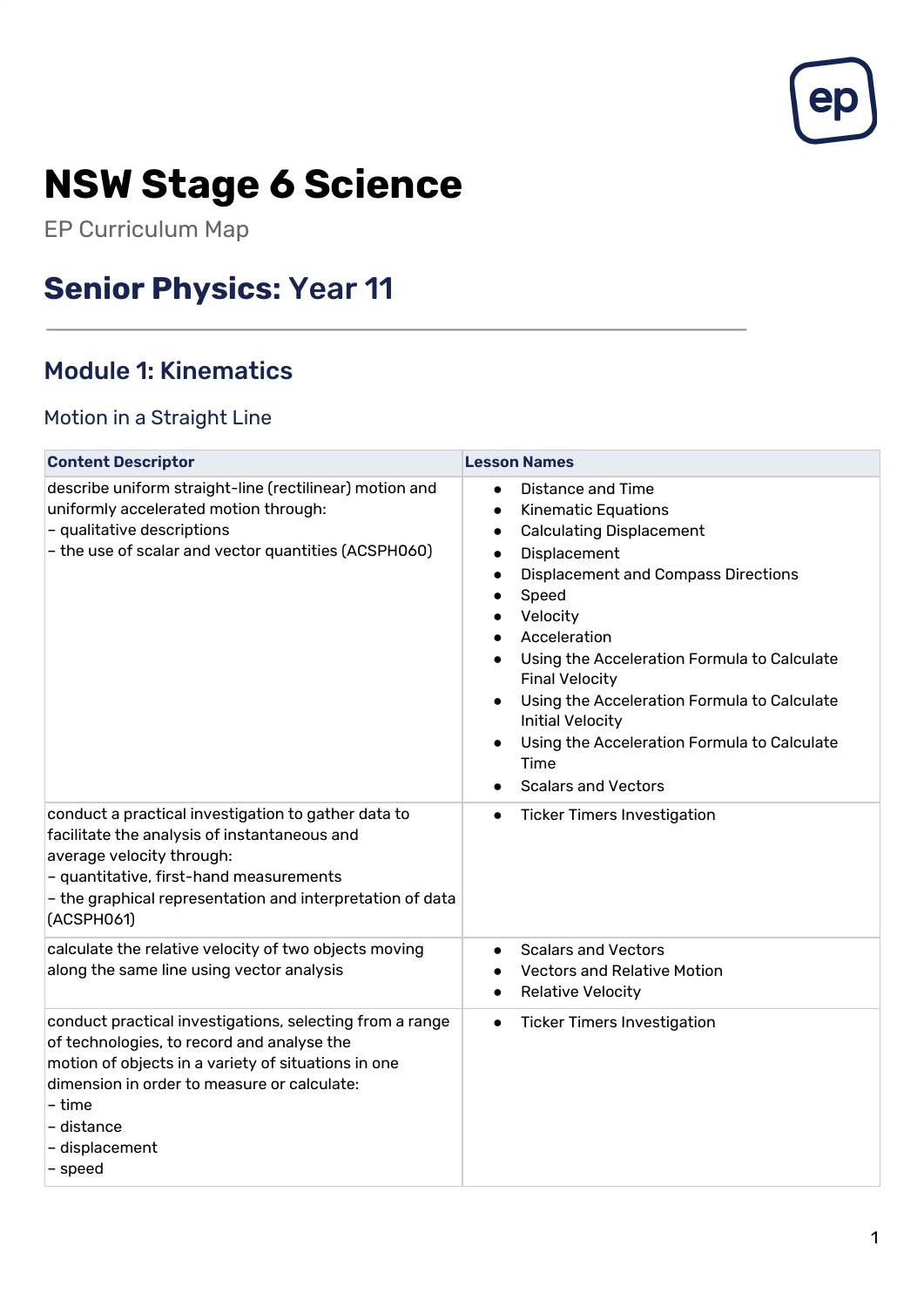# NSW Stage 6 Science

EP Curriculum Map

## Senior Physics: Year 11

### Module 1: Kinematics

#### Motion in a Straight Line

| Content Descriptor | Lesson Names |
| --- | --- |
| describe uniform straight-line (rectilinear) motion and uniformly accelerated motion through:<br>– qualitative descriptions<br>– the use of scalar and vector quantities (ACSPH060) | • Distance and Time<br>• Kinematic Equations<br>• Calculating Displacement<br>• Displacement<br>• Displacement and Compass Directions<br>• Speed<br>• Velocity<br>• Acceleration<br>• Using the Acceleration Formula to Calculate Final Velocity<br>• Using the Acceleration Formula to Calculate Initial Velocity<br>• Using the Acceleration Formula to Calculate Time<br>• Scalars and Vectors |
| conduct a practical investigation to gather data to facilitate the analysis of instantaneous and average velocity through:<br>– quantitative, first-hand measurements<br>– the graphical representation and interpretation of data (ACSPH061) | • Ticker Timers Investigation |
| calculate the relative velocity of two objects moving along the same line using vector analysis | • Scalars and Vectors<br>• Vectors and Relative Motion<br>• Relative Velocity |
| conduct practical investigations, selecting from a range of technologies, to record and analyse the motion of objects in a variety of situations in one dimension in order to measure or calculate:<br>– time<br>– distance<br>– displacement<br>– speed | • Ticker Timers Investigation |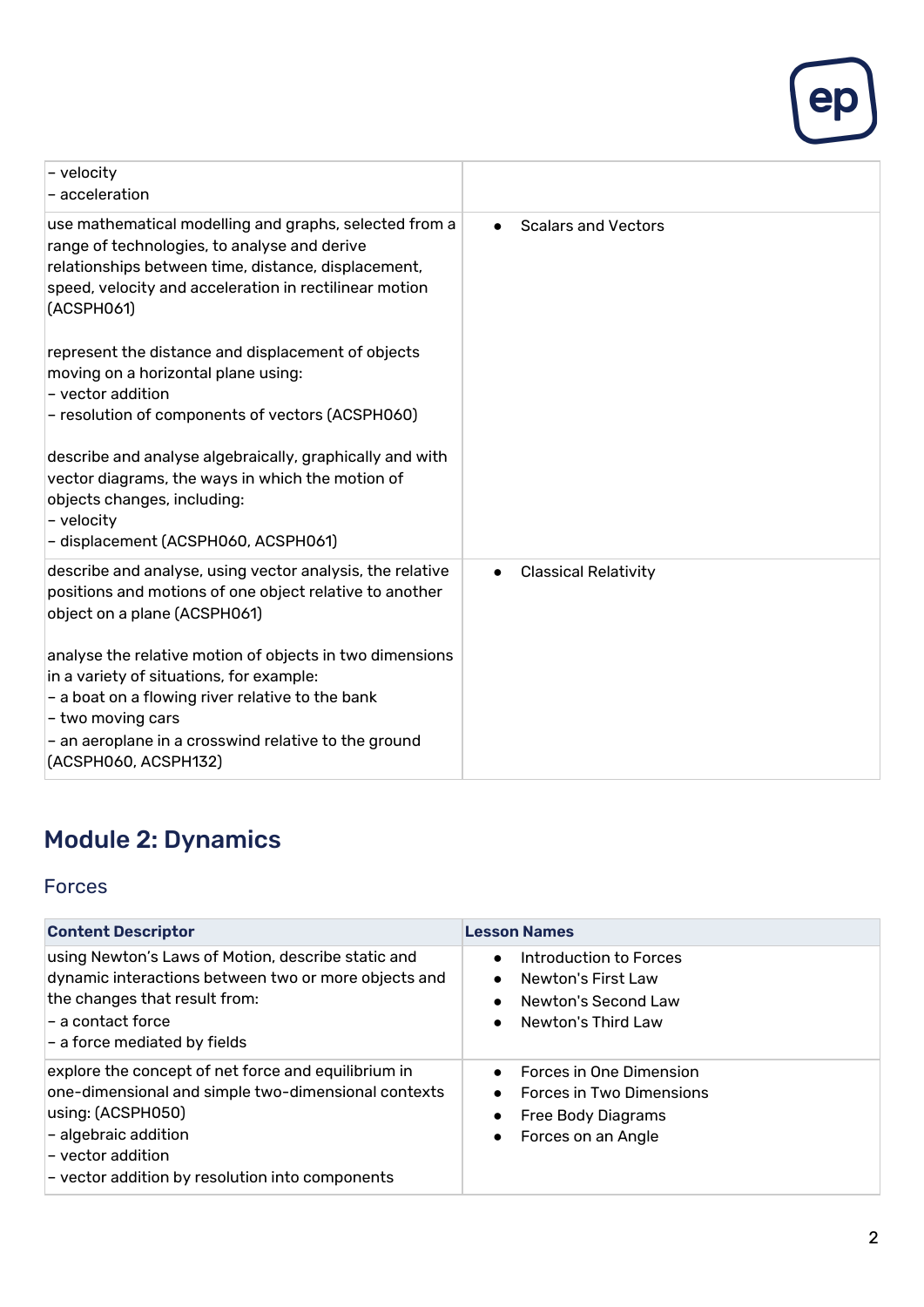| | |
|---|---|
| – velocity<br>– acceleration | |
| use mathematical modelling and graphs, selected from a range of technologies, to analyse and derive relationships between time, distance, displacement, speed, velocity and acceleration in rectilinear motion (ACSPH061)<br><br>represent the distance and displacement of objects moving on a horizontal plane using:<br>– vector addition<br>– resolution of components of vectors (ACSPH060)<br><br>describe and analyse algebraically, graphically and with vector diagrams, the ways in which the motion of objects changes, including:<br>– velocity<br>– displacement (ACSPH060, ACSPH061) | • Scalars and Vectors |
| describe and analyse, using vector analysis, the relative positions and motions of one object relative to another object on a plane (ACSPH061)<br><br>analyse the relative motion of objects in two dimensions in a variety of situations, for example:<br>– a boat on a flowing river relative to the bank<br>– two moving cars<br>– an aeroplane in a crosswind relative to the ground (ACSPH060, ACSPH132) | • Classical Relativity |

## Module 2: Dynamics

### Forces

| Content Descriptor | Lesson Names |
|---|---|
| using Newton's Laws of Motion, describe static and dynamic interactions between two or more objects and the changes that result from:<br>– a contact force<br>– a force mediated by fields | • Introduction to Forces<br>• Newton's First Law<br>• Newton's Second Law<br>• Newton's Third Law |
| explore the concept of net force and equilibrium in one-dimensional and simple two-dimensional contexts using: (ACSPH050)<br>– algebraic addition<br>– vector addition<br>– vector addition by resolution into components | • Forces in One Dimension<br>• Forces in Two Dimensions<br>• Free Body Diagrams<br>• Forces on an Angle |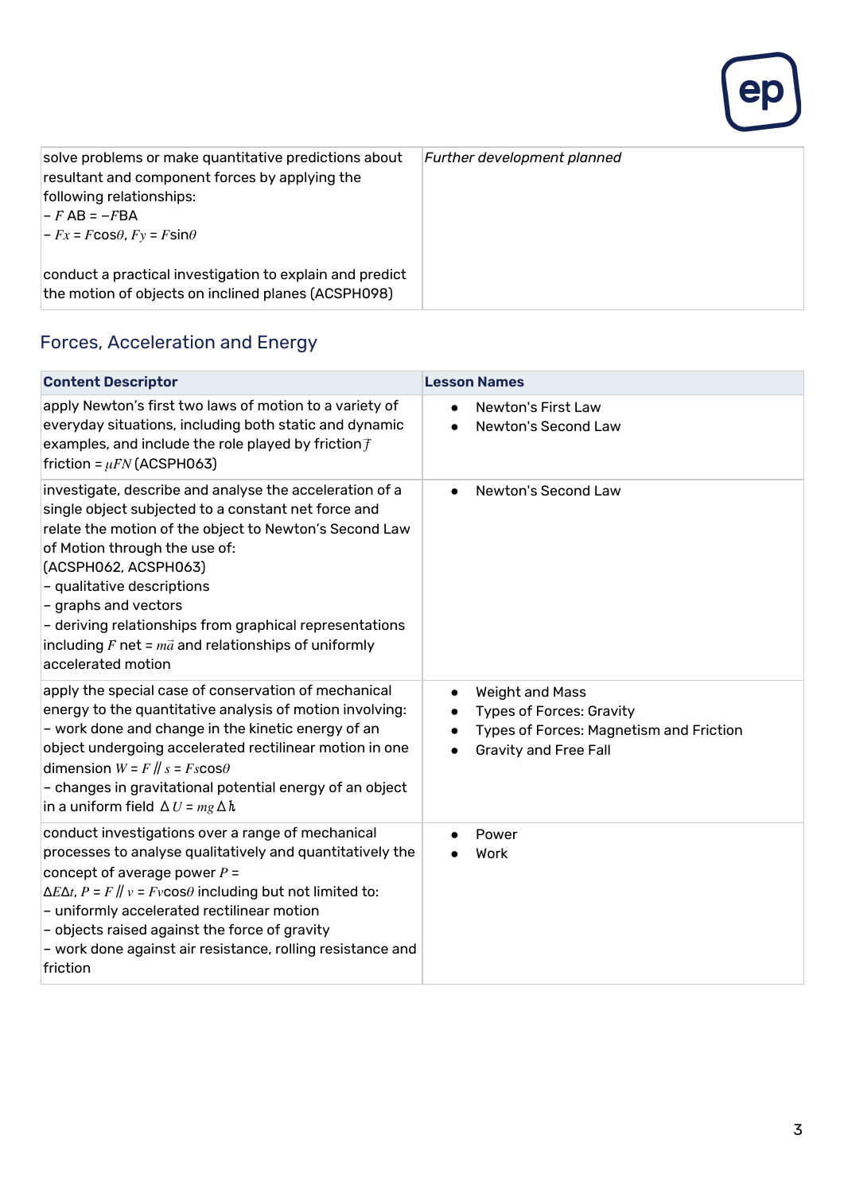| | |
|---|---|
| solve problems or make quantitative predictions about resultant and component forces by applying the following relationships:<br>– $F_{AB} = -F_{BA}$<br>– $F_x = F\cos\theta$, $F_y = F\sin\theta$<br><br>conduct a practical investigation to explain and predict the motion of objects on inclined planes (ACSPH098) | *Further development planned* |

## Forces, Acceleration and Energy

| Content Descriptor | Lesson Names |
|---|---|
| apply Newton's first two laws of motion to a variety of everyday situations, including both static and dynamic examples, and include the role played by friction $\vec{f}$ friction = $\mu F_N$ (ACSPH063) | • Newton's First Law<br>• Newton's Second Law |
| investigate, describe and analyse the acceleration of a single object subjected to a constant net force and relate the motion of the object to Newton's Second Law of Motion through the use of:<br>(ACSPH062, ACSPH063)<br>– qualitative descriptions<br>– graphs and vectors<br>– deriving relationships from graphical representations including $\vec{F}_{net} = m\vec{a}$ and relationships of uniformly accelerated motion | • Newton's Second Law |
| apply the special case of conservation of mechanical energy to the quantitative analysis of motion involving:<br>– work done and change in the kinetic energy of an object undergoing accelerated rectilinear motion in one dimension $W = F_{\parallel}s = Fs\cos\theta$<br>– changes in gravitational potential energy of an object in a uniform field $\Delta U = mg\Delta h$ | • Weight and Mass<br>• Types of Forces: Gravity<br>• Types of Forces: Magnetism and Friction<br>• Gravity and Free Fall |
| conduct investigations over a range of mechanical processes to analyse qualitatively and quantitatively the concept of average power $P = \frac{\Delta E}{\Delta t}$, $P = F_{\parallel}v = Fv\cos\theta$ including but not limited to:<br>– uniformly accelerated rectilinear motion<br>– objects raised against the force of gravity<br>– work done against air resistance, rolling resistance and friction | • Power<br>• Work |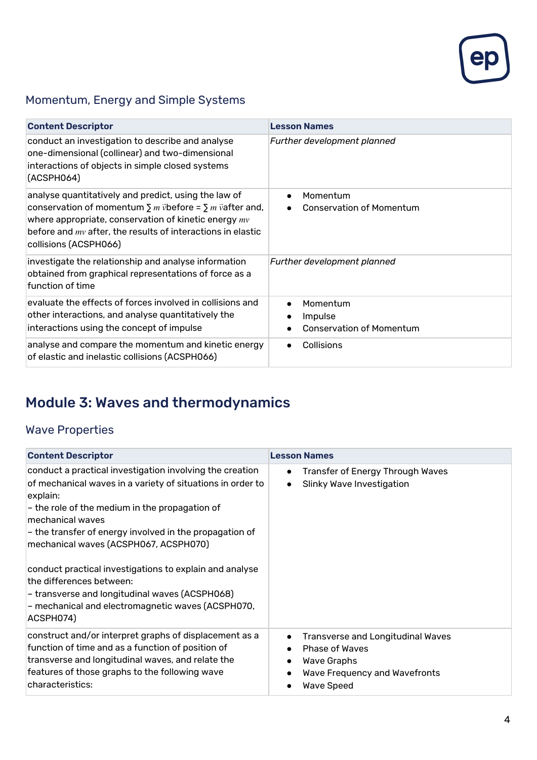## Momentum, Energy and Simple Systems

| Content Descriptor | Lesson Names |
| --- | --- |
| conduct an investigation to describe and analyse one-dimensional (collinear) and two-dimensional interactions of objects in simple closed systems (ACSPH064) | *Further development planned* |
| analyse quantitatively and predict, using the law of conservation of momentum $\sum m\vec{v}$before = $\sum m\vec{v}$after and, where appropriate, conservation of kinetic energy $mv$ before and $mv$ after, the results of interactions in elastic collisions (ACSPH066) | • Momentum<br>• Conservation of Momentum |
| investigate the relationship and analyse information obtained from graphical representations of force as a function of time | *Further development planned* |
| evaluate the effects of forces involved in collisions and other interactions, and analyse quantitatively the interactions using the concept of impulse | • Momentum<br>• Impulse<br>• Conservation of Momentum |
| analyse and compare the momentum and kinetic energy of elastic and inelastic collisions (ACSPH066) | • Collisions |

# Module 3: Waves and thermodynamics

## Wave Properties

| Content Descriptor | Lesson Names |
| --- | --- |
| conduct a practical investigation involving the creation of mechanical waves in a variety of situations in order to explain:<br>– the role of the medium in the propagation of mechanical waves<br>– the transfer of energy involved in the propagation of mechanical waves (ACSPH067, ACSPH070)<br><br>conduct practical investigations to explain and analyse the differences between:<br>– transverse and longitudinal waves (ACSPH068)<br>– mechanical and electromagnetic waves (ACSPH070, ACSPH074) | • Transfer of Energy Through Waves<br>• Slinky Wave Investigation |
| construct and/or interpret graphs of displacement as a function of time and as a function of position of transverse and longitudinal waves, and relate the features of those graphs to the following wave characteristics: | • Transverse and Longitudinal Waves<br>• Phase of Waves<br>• Wave Graphs<br>• Wave Frequency and Wavefronts<br>• Wave Speed |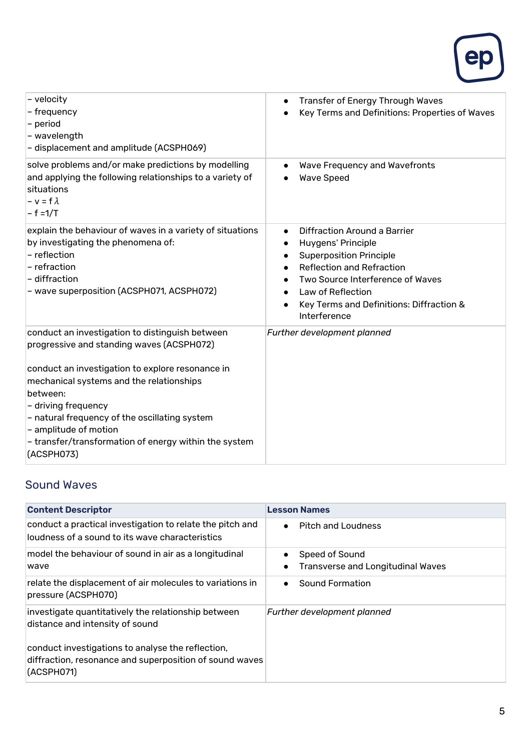| | |
|---|---|
| – velocity<br>– frequency<br>– period<br>– wavelength<br>– displacement and amplitude (ACSPH069) | • Transfer of Energy Through Waves<br>• Key Terms and Definitions: Properties of Waves |
| solve problems and/or make predictions by modelling and applying the following relationships to a variety of situations<br>– $v = f\lambda$<br>– $f = 1/T$ | • Wave Frequency and Wavefronts<br>• Wave Speed |
| explain the behaviour of waves in a variety of situations by investigating the phenomena of:<br>– reflection<br>– refraction<br>– diffraction<br>– wave superposition (ACSPH071, ACSPH072) | • Diffraction Around a Barrier<br>• Huygens' Principle<br>• Superposition Principle<br>• Reflection and Refraction<br>• Two Source Interference of Waves<br>• Law of Reflection<br>• Key Terms and Definitions: Diffraction & Interference |
| conduct an investigation to distinguish between progressive and standing waves (ACSPH072)<br><br>conduct an investigation to explore resonance in mechanical systems and the relationships between:<br>– driving frequency<br>– natural frequency of the oscillating system<br>– amplitude motion<br>– transfer/transformation of energy within the system (ACSPH073) | *Further development planned* |

## Sound Waves

| **Content Descriptor** | **Lesson Names** |
|---|---|
| conduct a practical investigation to relate the pitch and loudness of a sound to its wave characteristics | • Pitch and Loudness |
| model the behaviour of sound in air as a longitudinal wave | • Speed of Sound<br>• Transverse and Longitudinal Waves |
| relate the displacement of air molecules to variations in pressure (ACSPH070) | • Sound Formation |
| investigate quantitatively the relationship between distance and intensity of sound<br><br>conduct investigations to analyse the reflection, diffraction, resonance and superposition of sound waves (ACSPH071) | *Further development planned* |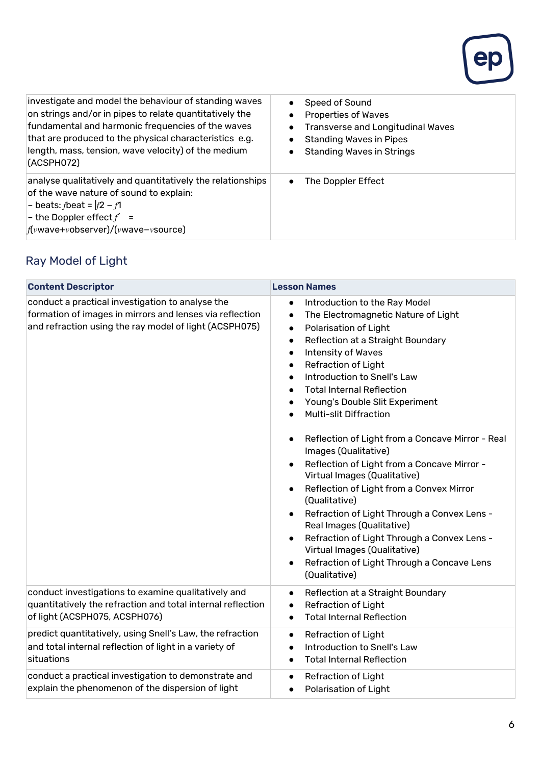| | |
|---|---|
| investigate and model the behaviour of standing waves on strings and/or in pipes to relate quantitatively the fundamental and harmonic frequencies of the waves that are produced to the physical characteristics e.g. length, mass, tension, wave velocity) of the medium (ACSPH072) | • Speed of Sound<br>• Properties of Waves<br>• Transverse and Longitudinal Waves<br>• Standing Waves in Pipes<br>• Standing Waves in Strings |
| analyse qualitatively and quantitatively the relationships of the wave nature of sound to explain:<br>– beats: $f_{beat} = \|f_2 - f_1$<br>– the Doppler effect $f' = f(v_{wave}+v_{observer})/(v_{wave}-v_{source})$ | • The Doppler Effect |

## Ray Model of Light

| Content Descriptor | Lesson Names |
|---|---|
| conduct a practical investigation to analyse the formation of images in mirrors and lenses via reflection and refraction using the ray model of light (ACSPH075) | • Introduction to the Ray Model<br>• The Electromagnetic Nature of Light<br>• Polarisation of Light<br>• Reflection at a Straight Boundary<br>• Intensity of Waves<br>• Refraction of Light<br>• Introduction to Snell's Law<br>• Total Internal Reflection<br>• Young's Double Slit Experiment<br>• Multi-slit Diffraction<br><br>• Reflection of Light from a Concave Mirror - Real Images (Qualitative)<br>• Reflection of Light from a Concave Mirror - Virtual Images (Qualitative)<br>• Reflection of Light from a Convex Mirror (Qualitative)<br>• Refraction of Light Through a Convex Lens - Real Images (Qualitative)<br>• Refraction of Light Through a Convex Lens - Virtual Images (Qualitative)<br>• Refraction of Light Through a Concave Lens (Qualitative) |
| conduct investigations to examine qualitatively and quantitatively the refraction and total internal reflection of light (ACSPH075, ACSPH076) | • Reflection at a Straight Boundary<br>• Refraction of Light<br>• Total Internal Reflection |
| predict quantitatively, using Snell's Law, the refraction and total internal reflection of light in a variety of situations | • Refraction of Light<br>• Introduction to Snell's Law<br>• Total Internal Reflection |
| conduct a practical investigation to demonstrate and explain the phenomenon of the dispersion of light | • Refraction of Light<br>• Polarisation of Light |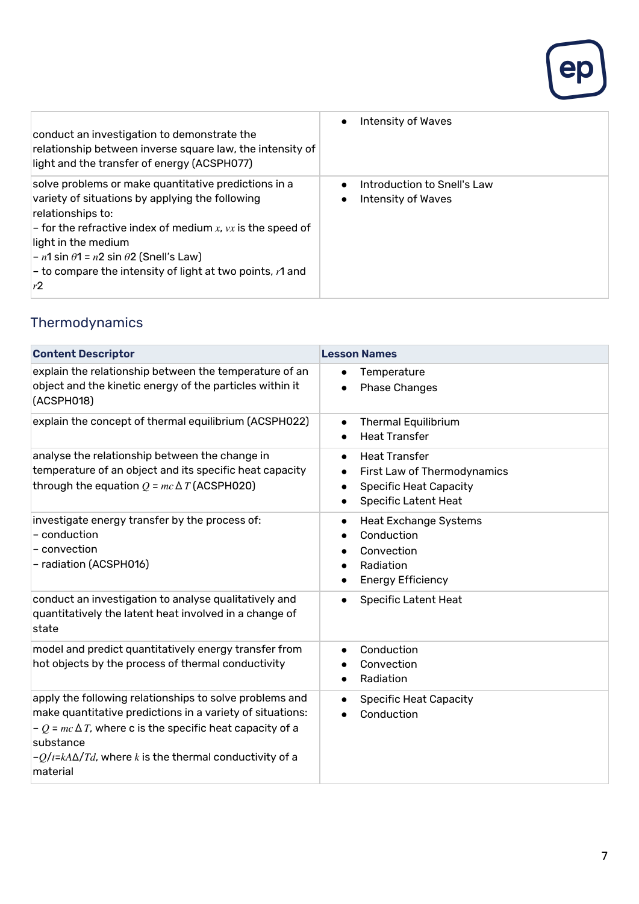| | |
|---|---|
| conduct an investigation to demonstrate the relationship between inverse square law, the intensity of light and the transfer of energy (ACSPH077) | • Intensity of Waves |
| solve problems or make quantitative predictions in a variety of situations by applying the following relationships to: <br>– for the refractive index of medium $x$, $v_x$ is the speed of light in the medium <br>– $n_1 \sin \theta_1 = n_2 \sin \theta_2$ (Snell's Law) <br>– to compare the intensity of light at two points, $r_1$ and $r_2$ | • Introduction to Snell's Law <br>• Intensity of Waves |

## Thermodynamics

| **Content Descriptor** | **Lesson Names** |
|---|---|
| explain the relationship between the temperature of an object and the kinetic energy of the particles within it (ACSPH018) | • Temperature <br>• Phase Changes |
| explain the concept of thermal equilibrium (ACSPH022) | • Thermal Equilibrium <br>• Heat Transfer |
| analyse the relationship between the change in temperature of an object and its specific heat capacity through the equation $Q = mc\Delta T$ (ACSPH020) | • Heat Transfer <br>• First Law of Thermodynamics <br>• Specific Heat Capacity <br>• Specific Latent Heat |
| investigate energy transfer by the process of: <br>– conduction <br>– convection <br>– radiation (ACSPH016) | • Heat Exchange Systems <br>• Conduction <br>• Convection <br>• Radiation <br>• Energy Efficiency |
| conduct an investigation to analyse qualitatively and quantitatively the latent heat involved in a change of state | • Specific Latent Heat |
| model and predict quantitatively energy transfer from hot objects by the process of thermal conductivity | • Conduction <br>• Convection <br>• Radiation |
| apply the following relationships to solve problems and make quantitative predictions in a variety of situations: <br>– $Q = mc\Delta T$, where c is the specific heat capacity of a substance <br>– $Q/t = kA\Delta T/d$, where $k$ is the thermal conductivity of a material | • Specific Heat Capacity <br>• Conduction |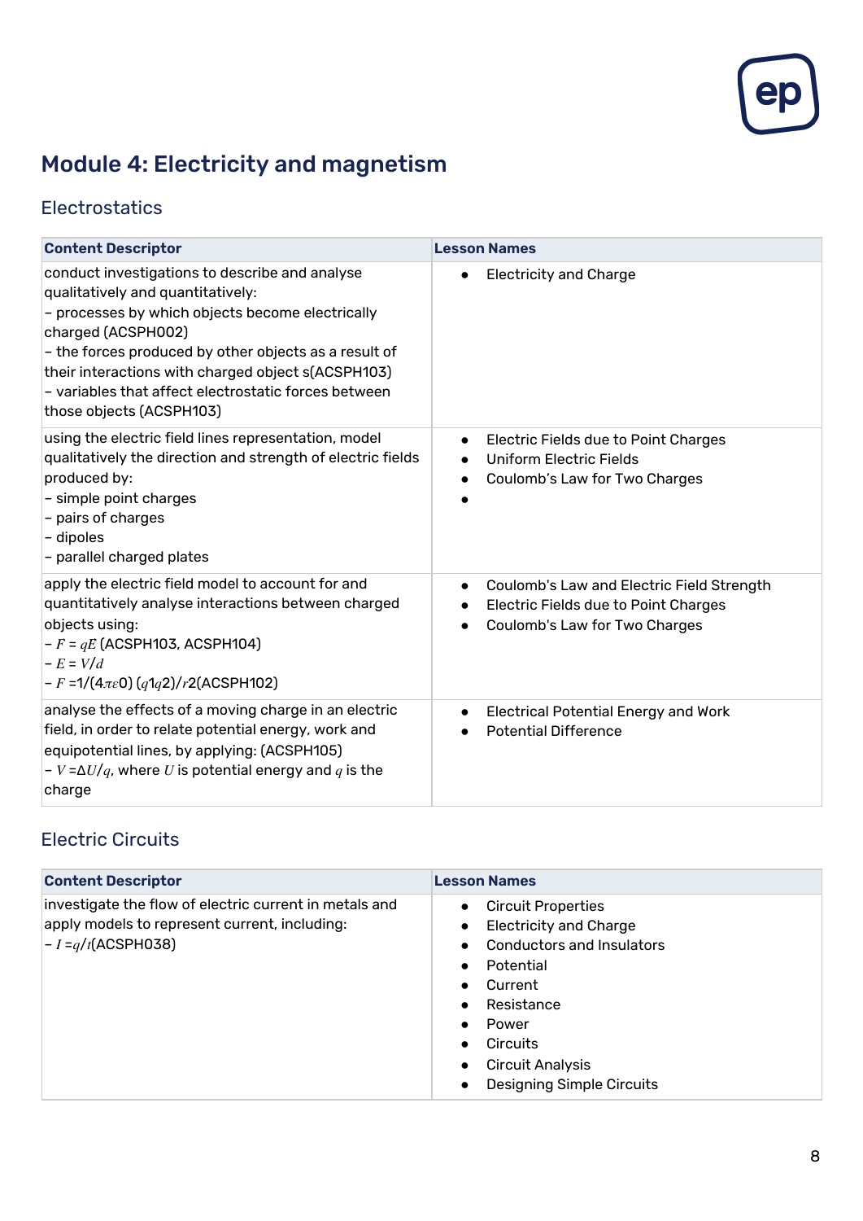# Module 4: Electricity and magnetism

## Electrostatics

| Content Descriptor | Lesson Names |
|---|---|
| conduct investigations to describe and analyse qualitatively and quantitatively:<br>– processes by which objects become electrically charged (ACSPH002)<br>– the forces produced by other objects as a result of their interactions with charged object s(ACSPH103)<br>– variables that affect electrostatic forces between those objects (ACSPH103) | • Electricity and Charge |
| using the electric field lines representation, model qualitatively the direction and strength of electric fields produced by:<br>– simple point charges<br>– pairs of charges<br>– dipoles<br>– parallel charged plates | • Electric Fields due to Point Charges<br>• Uniform Electric Fields<br>• Coulomb's Law for Two Charges<br>• |
| apply the electric field model to account for and quantitatively analyse interactions between charged objects using:<br>– $F = qE$ (ACSPH103, ACSPH104)<br>– $E = V/d$<br>– $F = 1/(4\pi\varepsilon 0)\ (q1q2)/r2$(ACSPH102) | • Coulomb's Law and Electric Field Strength<br>• Electric Fields due to Point Charges<br>• Coulomb's Law for Two Charges |
| analyse the effects of a moving charge in an electric field, in order to relate potential energy, work and equipotential lines, by applying: (ACSPH105)<br>– $V = \Delta U/q$, where $U$ is potential energy and $q$ is the charge | • Electrical Potential Energy and Work<br>• Potential Difference |

## Electric Circuits

| Content Descriptor | Lesson Names |
|---|---|
| investigate the flow of electric current in metals and apply models to represent current, including:<br>– $I = q/t$(ACSPH038) | • Circuit Properties<br>• Electricity and Charge<br>• Conductors and Insulators<br>• Potential<br>• Current<br>• Resistance<br>• Power<br>• Circuits<br>• Circuit Analysis<br>• Designing Simple Circuits |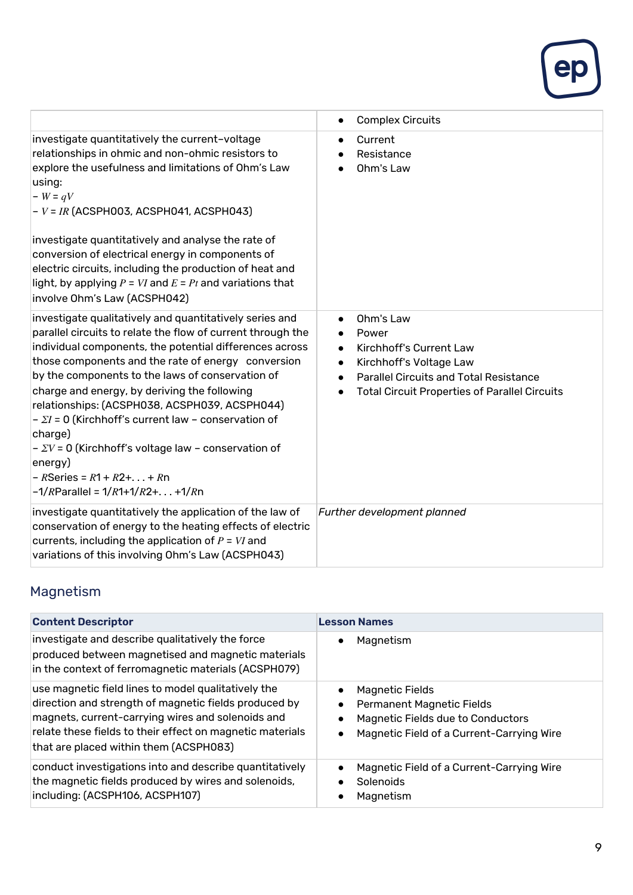| | |
|---|---|
| | • Complex Circuits |
| investigate quantitatively the current–voltage relationships in ohmic and non-ohmic resistors to explore the usefulness and limitations of Ohm's Law using:<br>– $W = qV$<br>– $V = IR$ (ACSPH003, ACSPH041, ACSPH043)<br><br>investigate quantitatively and analyse the rate of conversion of electrical energy in components of electric circuits, including the production of heat and light, by applying $P = VI$ and $E = Pt$ and variations that involve Ohm's Law (ACSPH042) | • Current<br>• Resistance<br>• Ohm's Law |
| investigate qualitatively and quantitatively series and parallel circuits to relate the flow of current through the individual components, the potential differences across those components and the rate of energy conversion by the components to the laws of conservation of charge and energy, by deriving the following relationships: (ACSPH038, ACSPH039, ACSPH044)<br>– $\Sigma I = 0$ (Kirchhoff's current law – conservation of charge)<br>– $\Sigma V = 0$ (Kirchhoff's voltage law – conservation of energy)<br>– $R_{Series} = R_1 + R_2 + \ldots + R_n$<br>– $1/R_{Parallel} = 1/R_1 + 1/R_2 + \ldots + 1/R_n$ | • Ohm's Law<br>• Power<br>• Kirchhoff's Current Law<br>• Kirchhoff's Voltage Law<br>• Parallel Circuits and Total Resistance<br>• Total Circuit Properties of Parallel Circuits |
| investigate quantitatively the application of the law of conservation of energy to the heating effects of electric currents, including the application of $P = VI$ and variations of this involving Ohm's Law (ACSPH043) | *Further development planned* |

## Magnetism

| **Content Descriptor** | **Lesson Names** |
|---|---|
| investigate and describe qualitatively the force produced between magnetised and magnetic materials in the context of ferromagnetic materials (ACSPH079) | • Magnetism |
| use magnetic field lines to model qualitatively the direction and strength of magnetic fields produced by magnets, current-carrying wires and solenoids and relate these fields to their effect on magnetic materials that are placed within them (ACSPH083) | • Magnetic Fields<br>• Permanent Magnetic Fields<br>• Magnetic Fields due to Conductors<br>• Magnetic Field of a Current-Carrying Wire |
| conduct investigations into and describe quantitatively the magnetic fields produced by wires and solenoids, including: (ACSPH106, ACSPH107) | • Magnetic Field of a Current-Carrying Wire<br>• Solenoids<br>• Magnetism |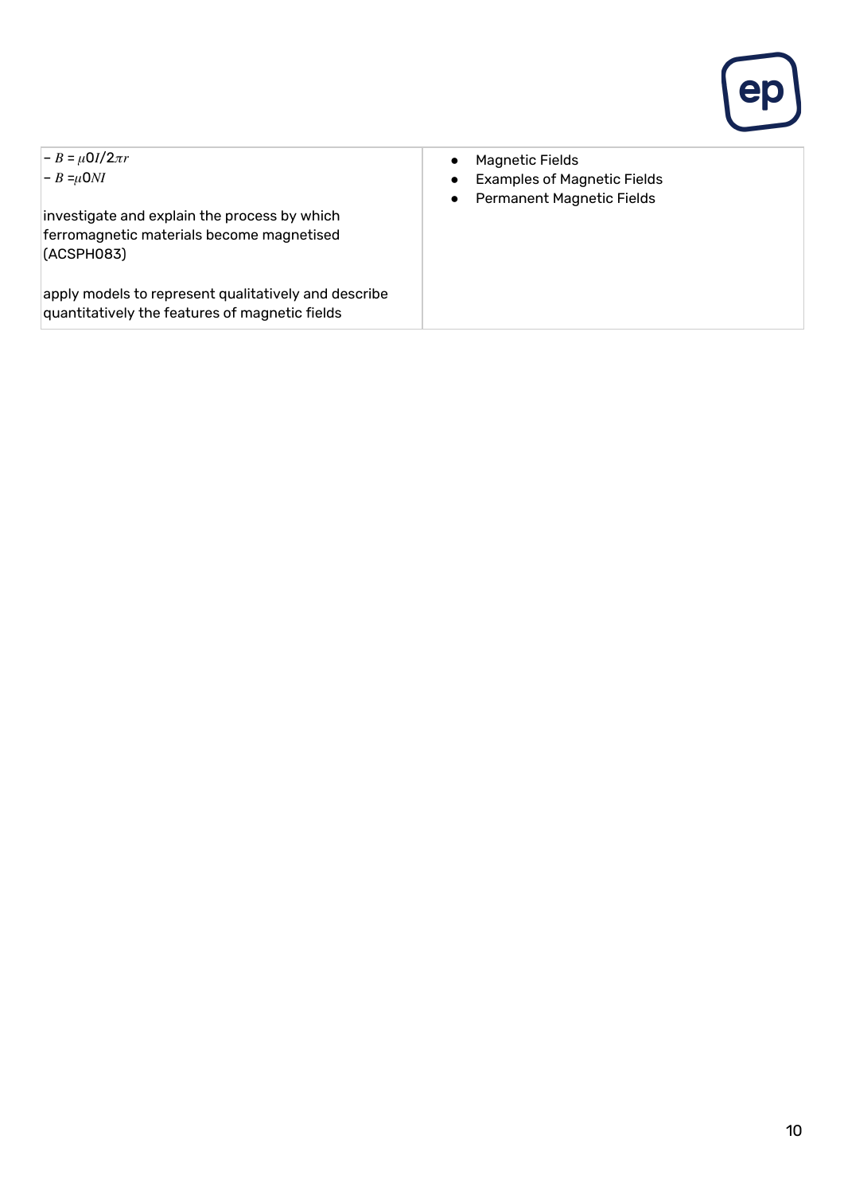| | |
|---|---|
| – $B = \mu_0 I / 2\pi r$<br>– $B = \mu_0 N I$<br><br>investigate and explain the process by which ferromagnetic materials become magnetised (ACSPH083)<br><br>apply models to represent qualitatively and describe quantitatively the features of magnetic fields | • Magnetic Fields<br>• Examples of Magnetic Fields<br>• Permanent Magnetic Fields |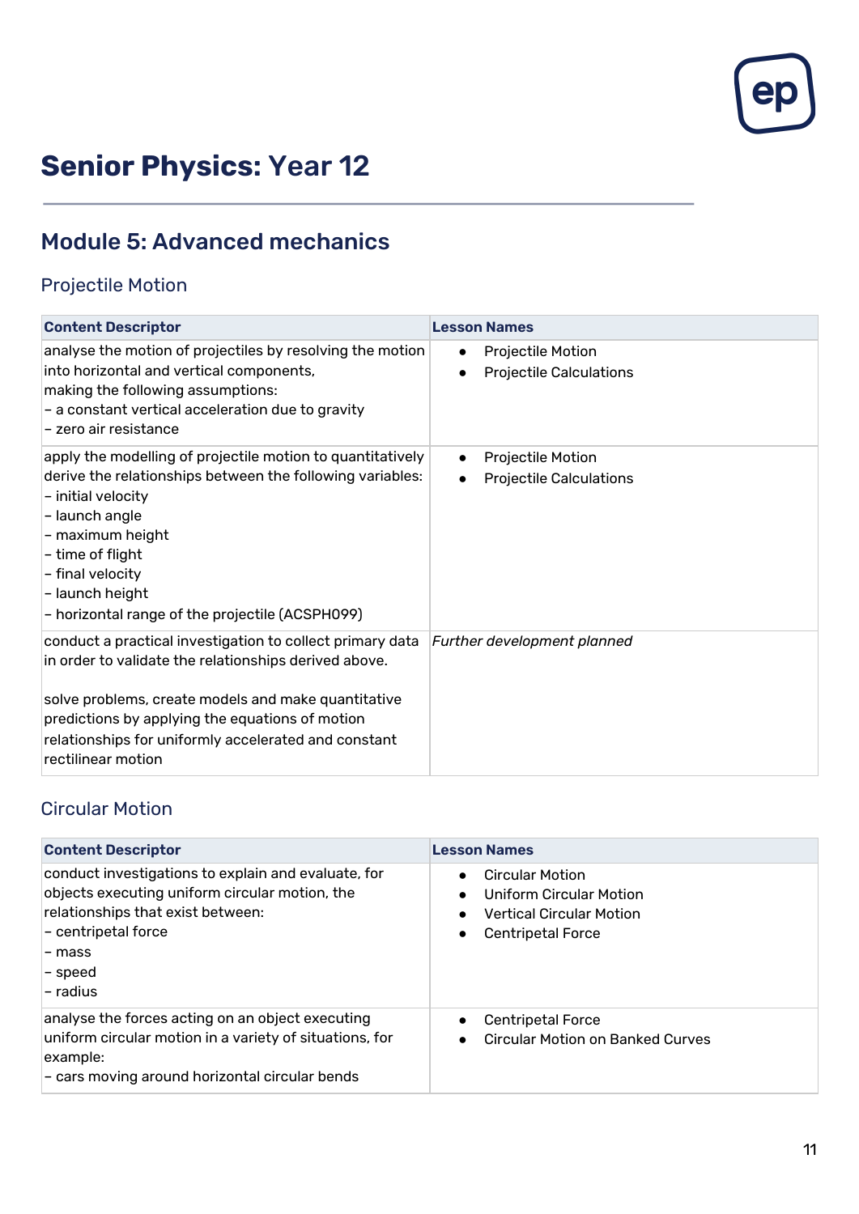# Senior Physics: Year 12

## Module 5: Advanced mechanics

### Projectile Motion

| Content Descriptor | Lesson Names |
|---|---|
| analyse the motion of projectiles by resolving the motion into horizontal and vertical components, making the following assumptions:<br>– a constant vertical acceleration due to gravity<br>– zero air resistance | • Projectile Motion<br>• Projectile Calculations |
| apply the modelling of projectile motion to quantitatively derive the relationships between the following variables:<br>– initial velocity<br>– launch angle<br>– maximum height<br>– time of flight<br>– final velocity<br>– launch height<br>– horizontal range of the projectile (ACSPH099) | • Projectile Motion<br>• Projectile Calculations |
| conduct a practical investigation to collect primary data in order to validate the relationships derived above.<br><br>solve problems, create models and make quantitative predictions by applying the equations of motion relationships for uniformly accelerated and constant rectilinear motion | *Further development planned* |

### Circular Motion

| Content Descriptor | Lesson Names |
|---|---|
| conduct investigations to explain and evaluate, for objects executing uniform circular motion, the relationships that exist between:<br>– centripetal force<br>– mass<br>– speed<br>– radius | • Circular Motion<br>• Uniform Circular Motion<br>• Vertical Circular Motion<br>• Centripetal Force |
| analyse the forces acting on an object executing uniform circular motion in a variety of situations, for example:<br>– cars moving around horizontal circular bends | • Centripetal Force<br>• Circular Motion on Banked Curves |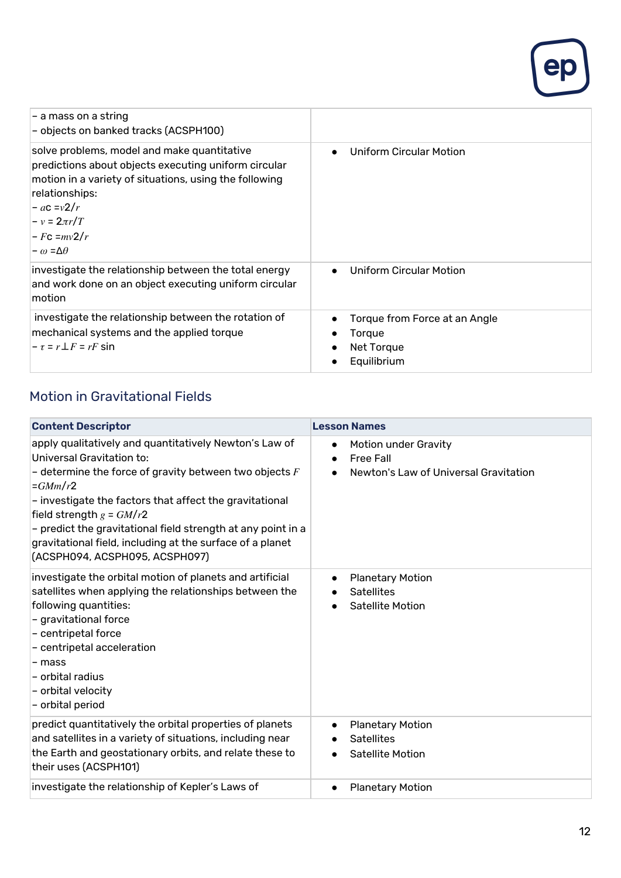| | |
|---|---|
| – a mass on a string<br>– objects on banked tracks (ACSPH100) | |
| solve problems, model and make quantitative predictions about objects executing uniform circular motion in a variety of situations, using the following relationships:<br>– $a_c = v^2/r$<br>– $v = 2\pi r/T$<br>– $F_c = mv^2/r$<br>– $\omega = \Delta\theta$ | • Uniform Circular Motion |
| investigate the relationship between the total energy and work done on an object executing uniform circular motion | • Uniform Circular Motion |
| investigate the relationship between the rotation of mechanical systems and the applied torque<br>– $\tau = r_{\perp}F = rF \sin$ | • Torque from Force at an Angle<br>• Torque<br>• Net Torque<br>• Equilibrium |

## Motion in Gravitational Fields

| Content Descriptor | Lesson Names |
|---|---|
| apply qualitatively and quantitatively Newton's Law of Universal Gravitation to:<br>– determine the force of gravity between two objects $F = GMm/r^2$<br>– investigate the factors that affect the gravitational field strength $g = GM/r^2$<br>– predict the gravitational field strength at any point in a gravitational field, including at the surface of a planet (ACSPH094, ACSPH095, ACSPH097) | • Motion under Gravity<br>• Free Fall<br>• Newton's Law of Universal Gravitation |
| investigate the orbital motion of planets and artificial satellites when applying the relationships between the following quantities:<br>– gravitational force<br>– centripetal force<br>– centripetal acceleration<br>– mass<br>– orbital radius<br>– orbital velocity<br>– orbital period | • Planetary Motion<br>• Satellites<br>• Satellite Motion |
| predict quantitatively the orbital properties of planets and satellites in a variety of situations, including near the Earth and geostationary orbits, and relate these to their uses (ACSPH101) | • Planetary Motion<br>• Satellites<br>• Satellite Motion |
| investigate the relationship of Kepler's Laws of | • Planetary Motion |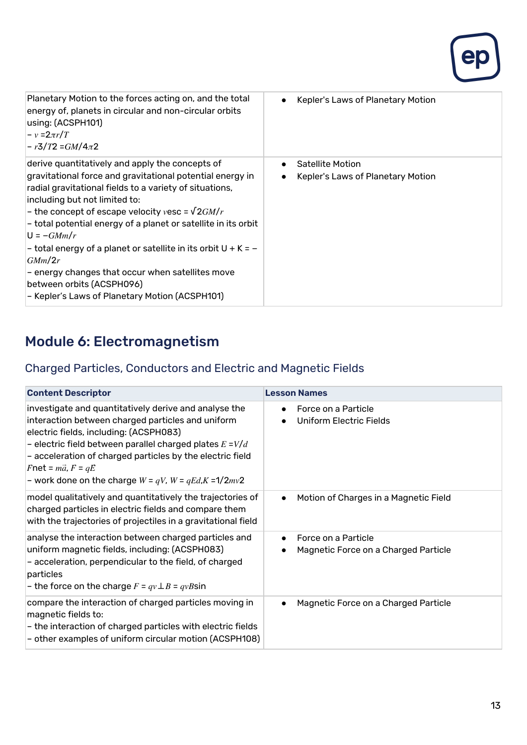| | |
|---|---|
| Planetary Motion to the forces acting on, and the total energy of, planets in circular and non-circular orbits using: (ACSPH101)<br>– $v = 2\pi r/T$<br>– $r^3/T^2 = GM/4\pi^2$ | • Kepler's Laws of Planetary Motion |
| derive quantitatively and apply the concepts of gravitational force and gravitational potential energy in radial gravitational fields to a variety of situations, including but not limited to:<br>– the concept of escape velocity $v_{esc} = \sqrt{2GM/r}$<br>– total potential energy of a planet or satellite in its orbit $U = -GMm/r$<br>– total energy of a planet or satellite in its orbit $U + K = -GMm/2r$<br>– energy changes that occur when satellites move between orbits (ACSPH096)<br>– Kepler's Laws of Planetary Motion (ACSPH101) | • Satellite Motion<br>• Kepler's Laws of Planetary Motion |

## Module 6: Electromagnetism

### Charged Particles, Conductors and Electric and Magnetic Fields

| **Content Descriptor** | **Lesson Names** |
|---|---|
| investigate and quantitatively derive and analyse the interaction between charged particles and uniform electric fields, including: (ACSPH083)<br>– electric field between parallel charged plates $E = V/d$<br>– acceleration of charged particles by the electric field $F_{net} = m\vec{a}$, $F = qE$<br>– work done on the charge $W = qV$, $W = qEd$, $K = 1/2mv^2$ | • Force on a Particle<br>• Uniform Electric Fields |
| model qualitatively and quantitatively the trajectories of charged particles in electric fields and compare them with the trajectories of projectiles in a gravitational field | • Motion of Charges in a Magnetic Field |
| analyse the interaction between charged particles and uniform magnetic fields, including: (ACSPH083)<br>– acceleration, perpendicular to the field, of charged particles<br>– the force on the charge $F = qv_{\perp}B = qvB\sin$ | • Force on a Particle<br>• Magnetic Force on a Charged Particle |
| compare the interaction of charged particles moving in magnetic fields to:<br>– the interaction of charged particles with electric fields<br>– other examples of uniform circular motion (ACSPH108) | • Magnetic Force on a Charged Particle |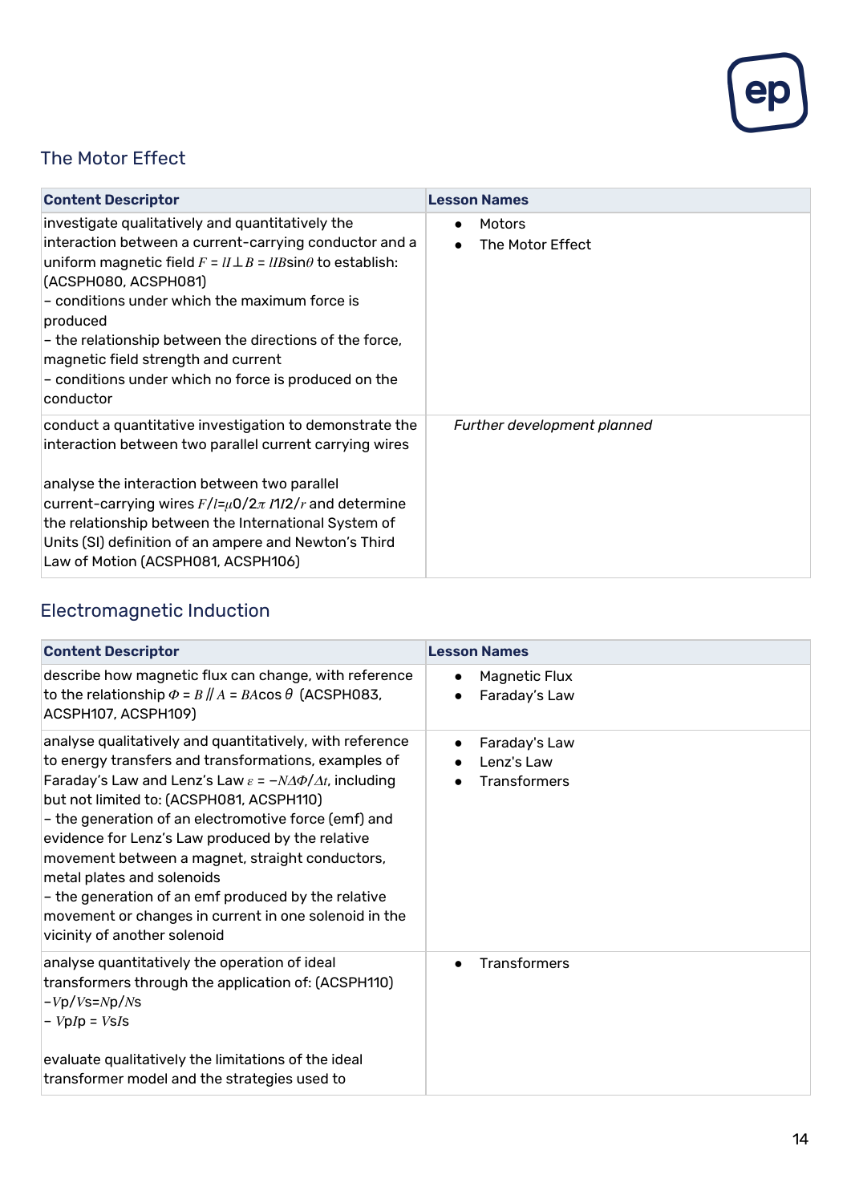## The Motor Effect

| Content Descriptor | Lesson Names |
|---|---|
| investigate qualitatively and quantitatively the interaction between a current-carrying conductor and a uniform magnetic field $F = lI_{\perp}B = lIB\sin\theta$ to establish: (ACSPH080, ACSPH081)<br>– conditions under which the maximum force is produced<br>– the relationship between the directions of the force, magnetic field strength and current<br>– conditions under which no force is produced on the conductor | • Motors<br>• The Motor Effect |
| conduct a quantitative investigation to demonstrate the interaction between two parallel current carrying wires<br><br>analyse the interaction between two parallel current-carrying wires $F/l = \mu_0/2\pi \, I_1I_2/r$ and determine the relationship between the International System of Units (SI) definition of an ampere and Newton's Third Law of Motion (ACSPH081, ACSPH106) | *Further development planned* |

## Electromagnetic Induction

| Content Descriptor | Lesson Names |
|---|---|
| describe how magnetic flux can change, with reference to the relationship $\Phi = B_{//}A = BA\cos\theta$ (ACSPH083, ACSPH107, ACSPH109) | • Magnetic Flux<br>• Faraday's Law |
| analyse qualitatively and quantitatively, with reference to energy transfers and transformations, examples of Faraday's Law and Lenz's Law $\varepsilon = -N\Delta\Phi/\Delta t$, including but not limited to: (ACSPH081, ACSPH110)<br>– the generation of an electromotive force (emf) and evidence for Lenz's Law produced by the relative movement between a magnet, straight conductors, metal plates and solenoids<br>– the generation of an emf produced by the relative movement or changes in current in one solenoid in the vicinity of another solenoid | • Faraday's Law<br>• Lenz's Law<br>• Transformers |
| analyse quantitatively the operation of ideal transformers through the application of: (ACSPH110)<br>– $V_p/V_s = N_p/N_s$<br>– $V_pI_p = V_sI_s$<br><br>evaluate qualitatively the limitations of the ideal transformer model and the strategies used to | • Transformers |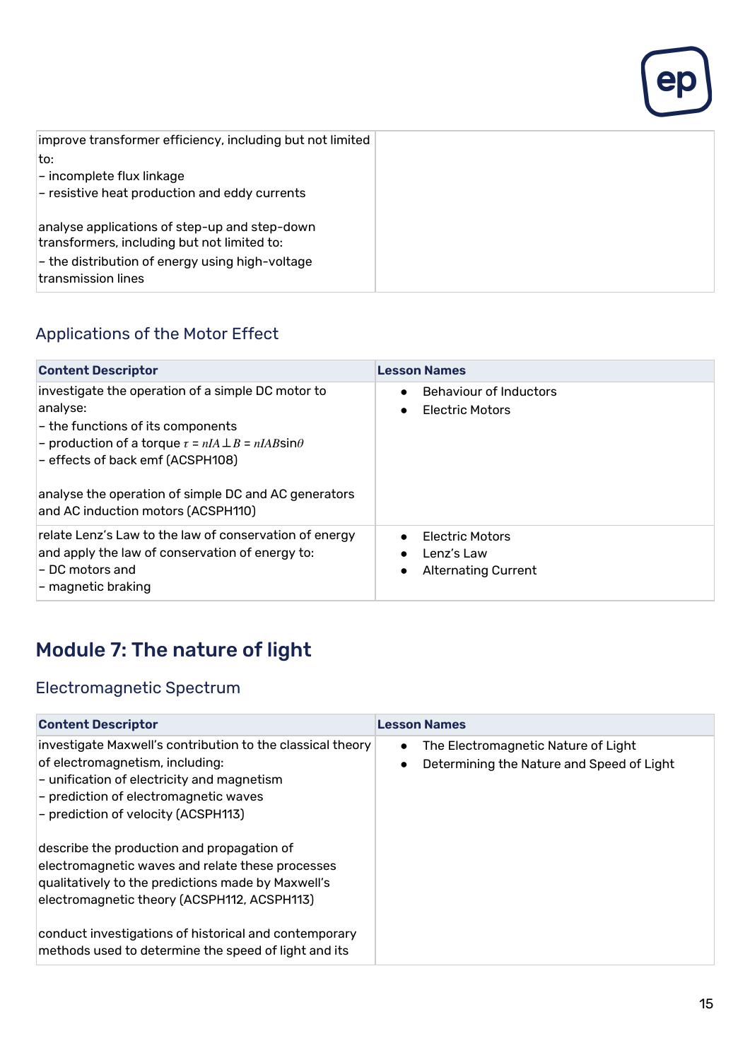| | |
|---|---|
| improve transformer efficiency, including but not limited to:<br>– incomplete flux linkage<br>– resistive heat production and eddy currents<br><br>analyse applications of step-up and step-down transformers, including but not limited to:<br>– the distribution of energy using high-voltage transmission lines | |

## Applications of the Motor Effect

| Content Descriptor | Lesson Names |
|---|---|
| investigate the operation of a simple DC motor to analyse:<br>– the functions of its components<br>– production of a torque $\tau = nIA_{\perp}B = nIAB\sin\theta$<br>– effects of back emf (ACSPH108)<br><br>analyse the operation of simple DC and AC generators and AC induction motors (ACSPH110) | • Behaviour of Inductors<br>• Electric Motors |
| relate Lenz's Law to the law of conservation of energy and apply the law of conservation of energy to:<br>– DC motors and<br>– magnetic braking | • Electric Motors<br>• Lenz's Law<br>• Alternating Current |

# Module 7: The nature of light

## Electromagnetic Spectrum

| Content Descriptor | Lesson Names |
|---|---|
| investigate Maxwell's contribution to the classical theory of electromagnetism, including:<br>– unification of electricity and magnetism<br>– prediction of electromagnetic waves<br>– prediction of velocity (ACSPH113)<br><br>describe the production and propagation of electromagnetic waves and relate these processes qualitatively to the predictions made by Maxwell's electromagnetic theory (ACSPH112, ACSPH113)<br><br>conduct investigations of historical and contemporary methods used to determine the speed of light and its | • The Electromagnetic Nature of Light<br>• Determining the Nature and Speed of Light |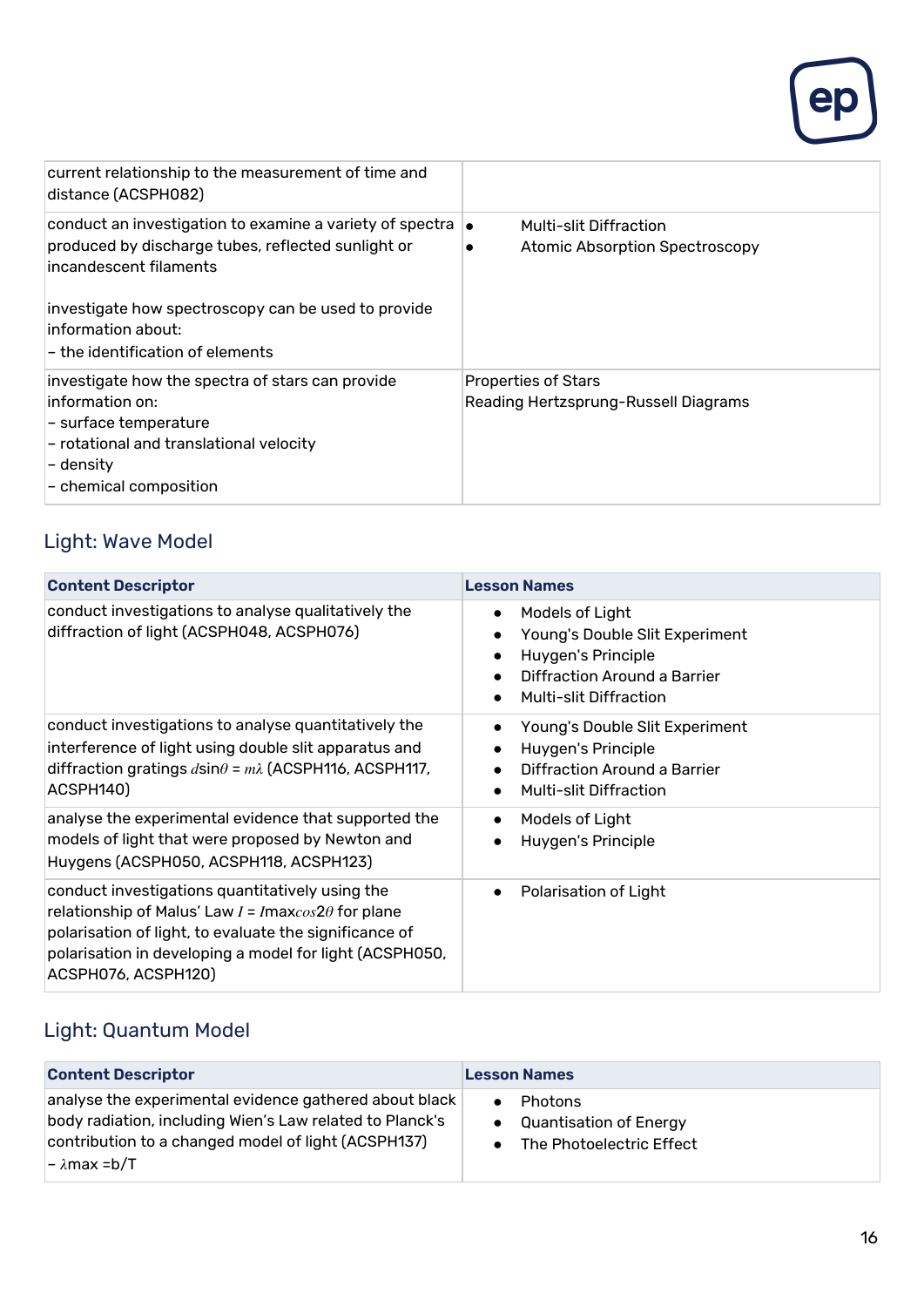| | |
|---|---|
| current relationship to the measurement of time and distance (ACSPH082) | |
| conduct an investigation to examine a variety of spectra produced by discharge tubes, reflected sunlight or incandescent filaments<br><br>investigate how spectroscopy can be used to provide information about:<br>– the identification of elements | • Multi-slit Diffraction<br>• Atomic Absorption Spectroscopy |
| investigate how the spectra of stars can provide information on:<br>– surface temperature<br>– rotational and translational velocity<br>– density<br>– chemical composition | Properties of Stars<br>Reading Hertzsprung-Russell Diagrams |

## Light: Wave Model

| Content Descriptor | Lesson Names |
|---|---|
| conduct investigations to analyse qualitatively the diffraction of light (ACSPH048, ACSPH076) | • Models of Light<br>• Young's Double Slit Experiment<br>• Huygen's Principle<br>• Diffraction Around a Barrier<br>• Multi-slit Diffraction |
| conduct investigations to analyse quantitatively the interference of light using double slit apparatus and diffraction gratings $d\sin\theta = m\lambda$ (ACSPH116, ACSPH117, ACSPH140) | • Young's Double Slit Experiment<br>• Huygen's Principle<br>• Diffraction Around a Barrier<br>• Multi-slit Diffraction |
| analyse the experimental evidence that supported the models of light that were proposed by Newton and Huygens (ACSPH050, ACSPH118, ACSPH123) | • Models of Light<br>• Huygen's Principle |
| conduct investigations quantitatively using the relationship of Malus' Law $I = I\max cos 2\theta$ for plane polarisation of light, to evaluate the significance of polarisation in developing a model for light (ACSPH050, ACSPH076, ACSPH120) | • Polarisation of Light |

## Light: Quantum Model

| Content Descriptor | Lesson Names |
|---|---|
| analyse the experimental evidence gathered about black body radiation, including Wien's Law related to Planck's contribution to a changed model of light (ACSPH137)<br>– $\lambda$max =b/T | • Photons<br>• Quantisation of Energy<br>• The Photoelectric Effect |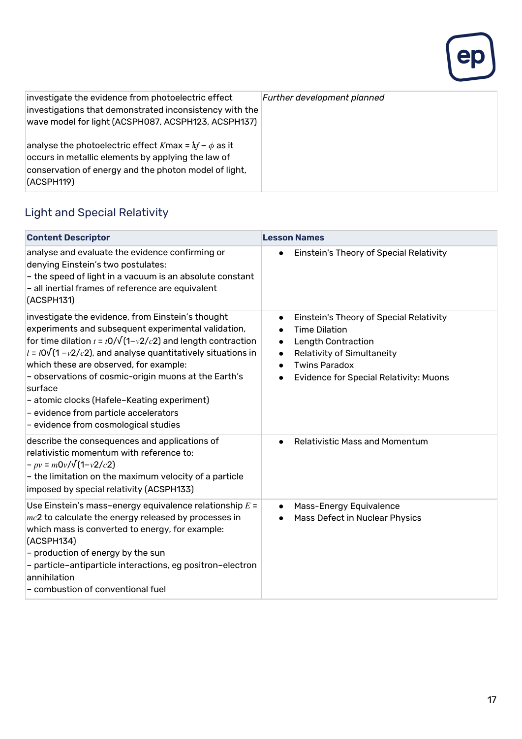| | |
|---|---|
| investigate the evidence from photoelectric effect investigations that demonstrated inconsistency with the wave model for light (ACSPH087, ACSPH123, ACSPH137)<br><br>analyse the photoelectric effect $K_{max} = hf - \phi$ as it occurs in metallic elements by applying the law of conservation of energy and the photon model of light, (ACSPH119) | *Further development planned* |

## Light and Special Relativity

| **Content Descriptor** | **Lesson Names** |
|---|---|
| analyse and evaluate the evidence confirming or denying Einstein's two postulates:<br>– the speed of light in a vacuum is an absolute constant<br>– all inertial frames of reference are equivalent (ACSPH131) | • Einstein's Theory of Special Relativity |
| investigate the evidence, from Einstein's thought experiments and subsequent experimental validation, for time dilation $t = t_0/\sqrt{(1-v^2/c^2)}$ and length contraction $l = l_0\sqrt{(1-v^2/c^2)}$, and analyse quantitatively situations in which these are observed, for example:<br>– observations of cosmic-origin muons at the Earth's surface<br>– atomic clocks (Hafele–Keating experiment)<br>– evidence from particle accelerators<br>– evidence from cosmological studies | • Einstein's Theory of Special Relativity<br>• Time Dilation<br>• Length Contraction<br>• Relativity of Simultaneity<br>• Twins Paradox<br>• Evidence for Special Relativity: Muons |
| describe the consequences and applications of relativistic momentum with reference to:<br>– $p_v = m_0v/\sqrt{(1-v^2/c^2)}$<br>– the limitation on the maximum velocity of a particle imposed by special relativity (ACSPH133) | • Relativistic Mass and Momentum |
| Use Einstein's mass–energy equivalence relationship $E = mc^2$ to calculate the energy released by processes in which mass is converted to energy, for example: (ACSPH134)<br>– production of energy by the sun<br>– particle–antiparticle interactions, eg positron–electron annihilation<br>– combustion of conventional fuel | • Mass-Energy Equivalence<br>• Mass Defect in Nuclear Physics |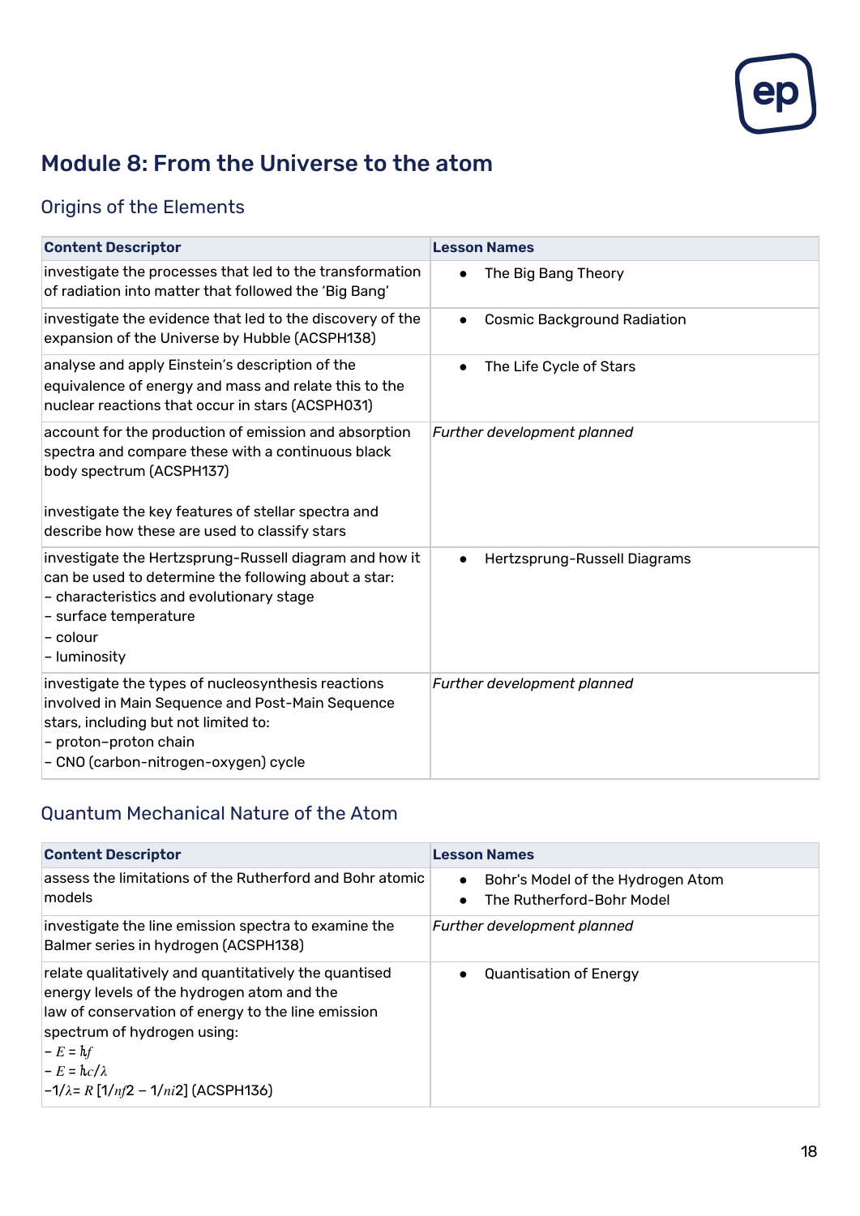## Module 8: From the Universe to the atom

### Origins of the Elements

| Content Descriptor | Lesson Names |
|---|---|
| investigate the processes that led to the transformation of radiation into matter that followed the 'Big Bang' | • The Big Bang Theory |
| investigate the evidence that led to the discovery of the expansion of the Universe by Hubble (ACSPH138) | • Cosmic Background Radiation |
| analyse and apply Einstein's description of the equivalence of energy and mass and relate this to the nuclear reactions that occur in stars (ACSPH031) | • The Life Cycle of Stars |
| account for the production of emission and absorption spectra and compare these with a continuous black body spectrum (ACSPH137)<br><br>investigate the key features of stellar spectra and describe how these are used to classify stars | *Further development planned* |
| investigate the Hertzsprung-Russell diagram and how it can be used to determine the following about a star:<br>– characteristics and evolutionary stage<br>– surface temperature<br>– colour<br>– luminosity | • Hertzsprung-Russell Diagrams |
| investigate the types of nucleosynthesis reactions involved in Main Sequence and Post-Main Sequence stars, including but not limited to:<br>– proton–proton chain<br>– CNO (carbon-nitrogen-oxygen) cycle | *Further development planned* |

### Quantum Mechanical Nature of the Atom

| Content Descriptor | Lesson Names |
|---|---|
| assess the limitations of the Rutherford and Bohr atomic models | • Bohr's Model of the Hydrogen Atom<br>• The Rutherford-Bohr Model |
| investigate the line emission spectra to examine the Balmer series in hydrogen (ACSPH138) | *Further development planned* |
| relate qualitatively and quantitatively the quantised energy levels of the hydrogen atom and the law of conservation of energy to the line emission spectrum of hydrogen using:<br>– $E = hf$<br>– $E = hc/\lambda$<br>– $1/\lambda = R\,[1/n_f^2 - 1/n_i^2]$ (ACSPH136) | • Quantisation of Energy |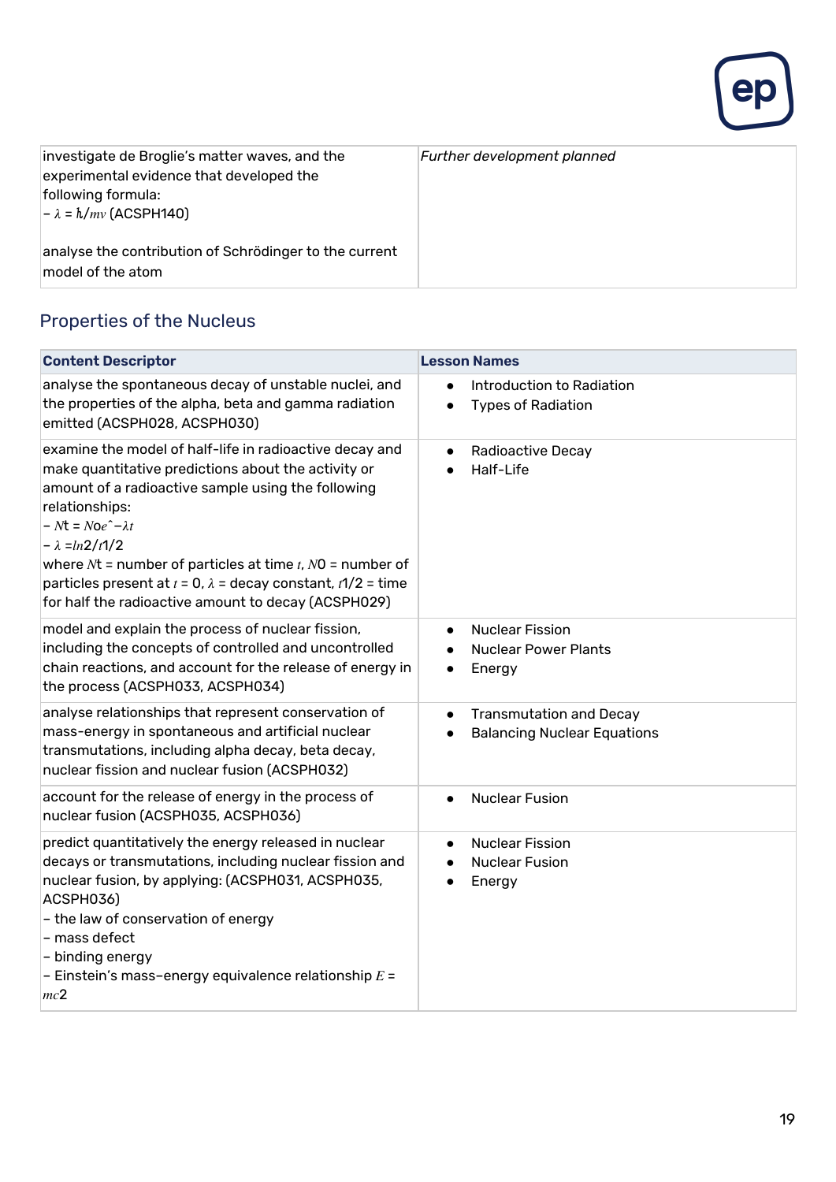| | |
|---|---|
| investigate de Broglie's matter waves, and the experimental evidence that developed the following formula:<br>– $\lambda = h/mv$ (ACSPH140)<br><br>analyse the contribution of Schrödinger to the current model of the atom | *Further development planned* |

## Properties of the Nucleus

| **Content Descriptor** | **Lesson Names** |
|---|---|
| analyse the spontaneous decay of unstable nuclei, and the properties of the alpha, beta and gamma radiation emitted (ACSPH028, ACSPH030) | • Introduction to Radiation<br>• Types of Radiation |
| examine the model of half-life in radioactive decay and make quantitative predictions about the activity or amount of a radioactive sample using the following relationships:<br>– $N_t = N_0 e^{-\lambda t}$<br>– $\lambda = \ln 2 / t_{1/2}$<br>where $N_t$ = number of particles at time $t$, $N_0$ = number of particles present at $t = 0$, $\lambda$ = decay constant, $t_{1/2}$ = time for half the radioactive amount to decay (ACSPH029) | • Radioactive Decay<br>• Half-Life |
| model and explain the process of nuclear fission, including the concepts of controlled and uncontrolled chain reactions, and account for the release of energy in the process (ACSPH033, ACSPH034) | • Nuclear Fission<br>• Nuclear Power Plants<br>• Energy |
| analyse relationships that represent conservation of mass-energy in spontaneous and artificial nuclear transmutations, including alpha decay, beta decay, nuclear fission and nuclear fusion (ACSPH032) | • Transmutation and Decay<br>• Balancing Nuclear Equations |
| account for the release of energy in the process of nuclear fusion (ACSPH035, ACSPH036) | • Nuclear Fusion |
| predict quantitatively the energy released in nuclear decays or transmutations, including nuclear fission and nuclear fusion, by applying: (ACSPH031, ACSPH035, ACSPH036)<br>– the law of conservation of energy<br>– mass defect<br>– binding energy<br>– Einstein's mass–energy equivalence relationship $E = mc^2$ | • Nuclear Fission<br>• Nuclear Fusion<br>• Energy |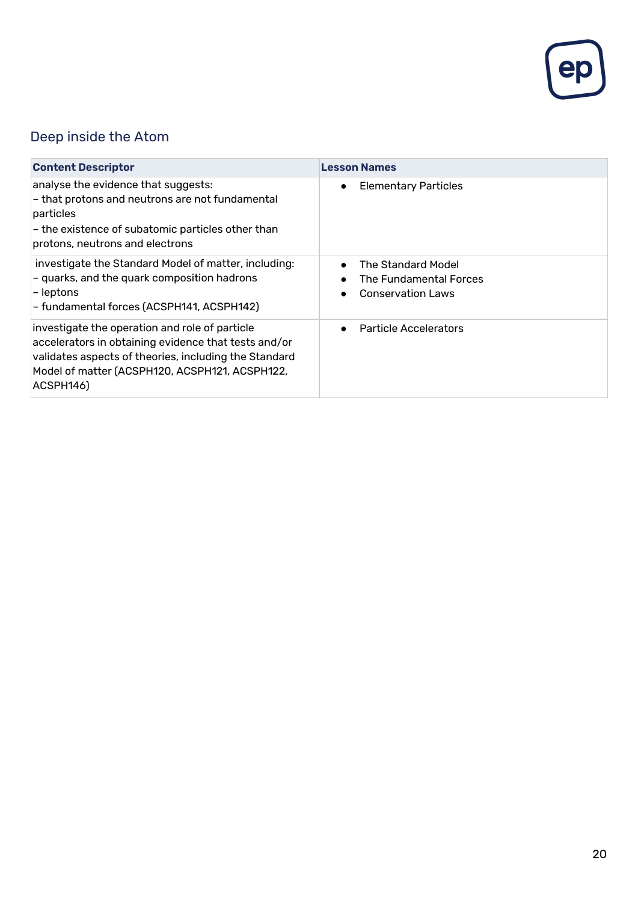## Deep inside the Atom

| Content Descriptor | Lesson Names |
|---|---|
| analyse the evidence that suggests:<br>– that protons and neutrons are not fundamental particles<br>– the existence of subatomic particles other than protons, neutrons and electrons | • Elementary Particles |
| investigate the Standard Model of matter, including:<br>– quarks, and the quark composition hadrons<br>– leptons<br>– fundamental forces (ACSPH141, ACSPH142) | • The Standard Model<br>• The Fundamental Forces<br>• Conservation Laws |
| investigate the operation and role of particle accelerators in obtaining evidence that tests and/or validates aspects of theories, including the Standard Model of matter (ACSPH120, ACSPH121, ACSPH122, ACSPH146) | • Particle Accelerators |